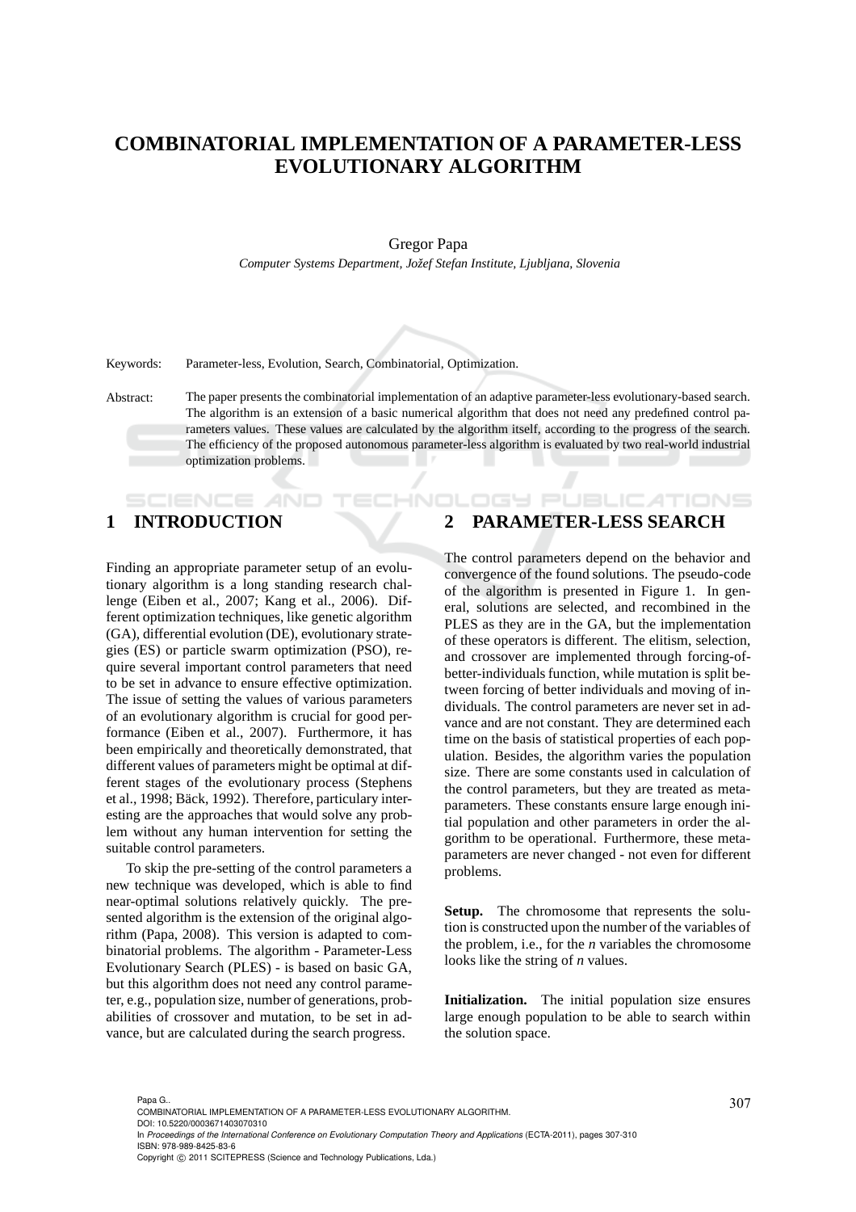// COMBINATORIAL IMPLEMENTATION OF A PARAMETER-LESS EVOLUTIONARY ALGORITHM

# COMBINATORIAL IMPLEMENTATION OF A PARAMETER-LESS EVOLUTIONARY ALGORITHM

Gregor Papa

*Computer Systems Department, Jožef Stefan Institute, Ljubljana, Slovenia*

Keywords: Parameter-less, Evolution, Search, Combinatorial, Optimization.

Abstract: The paper presents the combinatorial implementation of an adaptive parameter-less evolutionary-based search. The algorithm is an extension of a basic numerical algorithm that does not need any predefined control parameters values. These values are calculated by the algorithm itself, according to the progress of the search. The efficiency of the proposed autonomous parameter-less algorithm is evaluated by two real-world industrial optimization problems.

## 1 INTRODUCTION

Finding an appropriate parameter setup of an evolutionary algorithm is a long standing research challenge (Eiben et al., 2007; Kang et al., 2006). Different optimization techniques, like genetic algorithm (GA), differential evolution (DE), evolutionary strategies (ES) or particle swarm optimization (PSO), require several important control parameters that need to be set in advance to ensure effective optimization. The issue of setting the values of various parameters of an evolutionary algorithm is crucial for good performance (Eiben et al., 2007). Furthermore, it has been empirically and theoretically demonstrated, that different values of parameters might be optimal at different stages of the evolutionary process (Stephens et al., 1998; Bäck, 1992). Therefore, particulary interesting are the approaches that would solve any problem without any human intervention for setting the suitable control parameters.

To skip the pre-setting of the control parameters a new technique was developed, which is able to find near-optimal solutions relatively quickly. The presented algorithm is the extension of the original algorithm (Papa, 2008). This version is adapted to combinatorial problems. The algorithm - Parameter-Less Evolutionary Search (PLES) - is based on basic GA, but this algorithm does not need any control parameter, e.g., population size, number of generations, probabilities of crossover and mutation, to be set in advance, but are calculated during the search progress.

## 2 PARAMETER-LESS SEARCH

The control parameters depend on the behavior and convergence of the found solutions. The pseudo-code of the algorithm is presented in Figure 1. In general, solutions are selected, and recombined in the PLES as they are in the GA, but the implementation of these operators is different. The elitism, selection, and crossover are implemented through forcing-of-better-individuals function, while mutation is split between forcing of better individuals and moving of individuals. The control parameters are never set in advance and are not constant. They are determined each time on the basis of statistical properties of each population. Besides, the algorithm varies the population size. There are some constants used in calculation of the control parameters, but they are treated as meta-parameters. These constants ensure large enough initial population and other parameters in order the algorithm to be operational. Furthermore, these meta-parameters are never changed - not even for different problems.

**Setup.** The chromosome that represents the solution is constructed upon the number of the variables of the problem, i.e., for the *n* variables the chromosome looks like the string of *n* values.

**Initialization.** The initial population size ensures large enough population to be able to search within the solution space.

Papa G..
COMBINATORIAL IMPLEMENTATION OF A PARAMETER-LESS EVOLUTIONARY ALGORITHM.
DOI: 10.5220/0003671403070310
In *Proceedings of the International Conference on Evolutionary Computation Theory and Applications* (ECTA-2011), pages 307-310
ISBN: 978-989-8425-83-6
Copyright © 2011 SCITEPRESS (Science and Technology Publications, Lda.)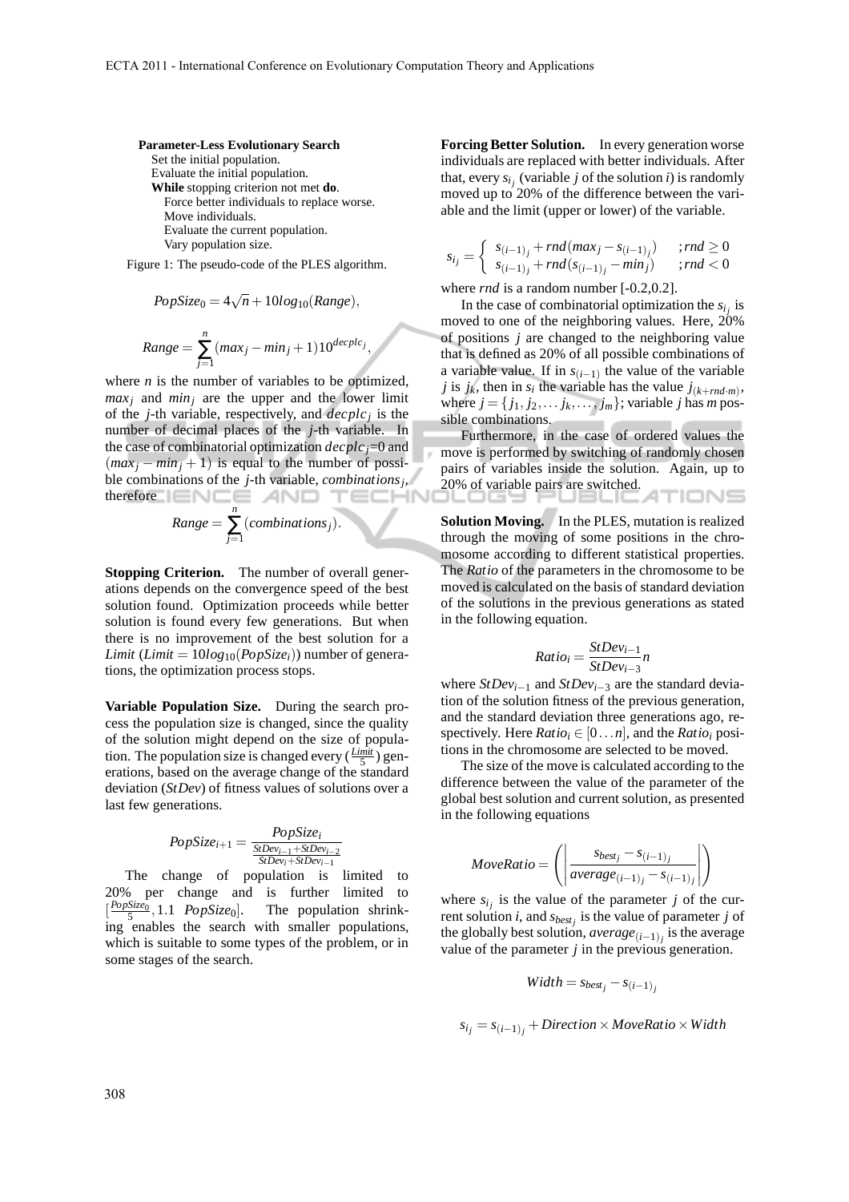**Parameter-Less Evolutionary Search**

```
Set the initial population.
Evaluate the initial population.
While stopping criterion not met do.
    Force better individuals to replace worse.
    Move individuals.
    Evaluate the current population.
    Vary population size.
```

Figure 1: The pseudo-code of the PLES algorithm.

$$PopSize_0 = 4\sqrt{n} + 10log_{10}(Range),$$

$$Range = \sum_{j=1}^{n} (max_j - min_j + 1)10^{decplc_j},$$

where $n$ is the number of variables to be optimized, $max_j$ and $min_j$ are the upper and the lower limit of the $j$-th variable, respectively, and $decplc_j$ is the number of decimal places of the $j$-th variable. In the case of combinatorial optimization $decplc_j$=0 and $(max_j - min_j + 1)$ is equal to the number of possible combinations of the $j$-th variable, $combinations_j$, therefore

$$Range = \sum_{j=1}^{n} (combinations_j).$$

**Stopping Criterion.** The number of overall generations depends on the convergence speed of the best solution found. Optimization proceeds while better solution is found every few generations. But when there is no improvement of the best solution for a *Limit* ($Limit = 10log_{10}(PopSize_i)$) number of generations, the optimization process stops.

**Variable Population Size.** During the search process the population size is changed, since the quality of the solution might depend on the size of population. The population size is changed every ($\frac{Limit}{5}$) generations, based on the average change of the standard deviation (*StDev*) of fitness values of solutions over a last few generations.

$$PopSize_{i+1} = \frac{PopSize_i}{\frac{StDev_{i-1}+StDev_{i-2}}{StDev_i+StDev_{i-1}}}$$

The change of population is limited to 20% per change and is further limited to $[\frac{PopSize_0}{5}, 1.1\ PopSize_0]$. The population shrinking enables the search with smaller populations, which is suitable to some types of the problem, or in some stages of the search.

**Forcing Better Solution.** In every generation worse individuals are replaced with better individuals. After that, every $s_{i_j}$ (variable $j$ of the solution $i$) is randomly moved up to 20% of the difference between the variable and the limit (upper or lower) of the variable.

$$s_{i_j} = \begin{cases} s_{(i-1)_j} + rnd(max_j - s_{(i-1)_j}) & ; rnd \geq 0 \\ s_{(i-1)_j} + rnd(s_{(i-1)_j} - min_j) & ; rnd < 0 \end{cases}$$

where *rnd* is a random number [-0.2,0.2].

In the case of combinatorial optimization the $s_{i_j}$ is moved to one of the neighboring values. Here, 20% of positions $j$ are changed to the neighboring value that is defined as 20% of all possible combinations of a variable value. If in $s_{(i-1)}$ the value of the variable $j$ is $j_k$, then in $s_i$ the variable has the value $j_{(k+rnd \cdot m)}$, where $j = \{j_1, j_2, \ldots j_k, \ldots, j_m\}$; variable $j$ has $m$ possible combinations.

Furthermore, in the case of ordered values the move is performed by switching of randomly chosen pairs of variables inside the solution. Again, up to 20% of variable pairs are switched.

**Solution Moving.** In the PLES, mutation is realized through the moving of some positions in the chromosome according to different statistical properties. The *Ratio* of the parameters in the chromosome to be moved is calculated on the basis of standard deviation of the solutions in the previous generations as stated in the following equation.

$$Ratio_i = \frac{StDev_{i-1}}{StDev_{i-3}} n$$

where $StDev_{i-1}$ and $StDev_{i-3}$ are the standard deviation of the solution fitness of the previous generation, and the standard deviation three generations ago, respectively. Here $Ratio_i \in [0 \ldots n]$, and the $Ratio_i$ positions in the chromosome are selected to be moved.

The size of the move is calculated according to the difference between the value of the parameter of the global best solution and current solution, as presented in the following equations

$$MoveRatio = \left( \left| \frac{s_{best_j} - s_{(i-1)_j}}{average_{(i-1)_j} - s_{(i-1)_j}} \right| \right)$$

where $s_{i_j}$ is the value of the parameter $j$ of the current solution $i$, and $s_{best_j}$ is the value of parameter $j$ of the globally best solution, $average_{(i-1)_j}$ is the average value of the parameter $j$ in the previous generation.

$$Width = s_{best_j} - s_{(i-1)_j}$$

$$s_{i_j} = s_{(i-1)_j} + Direction \times MoveRatio \times Width$$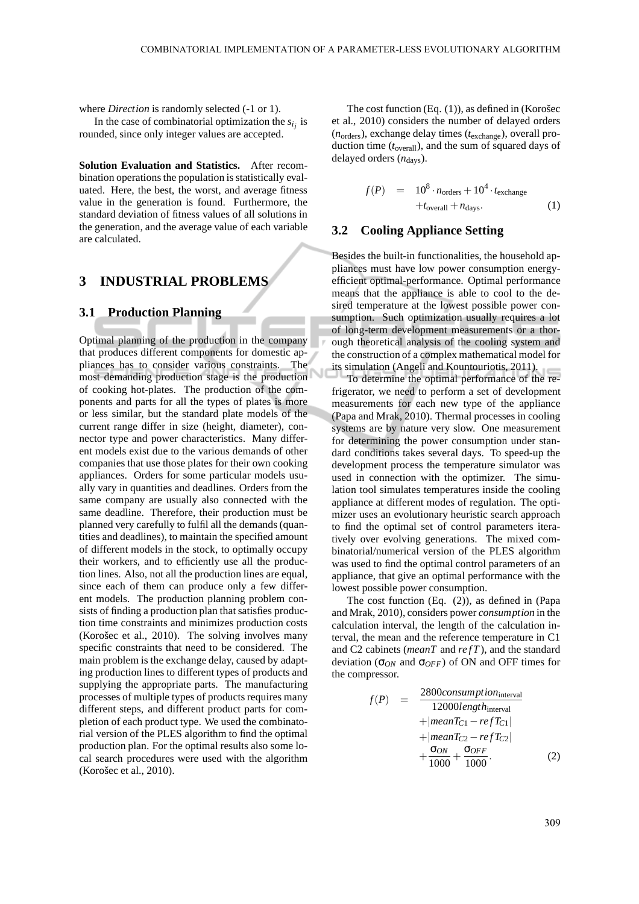where *Direction* is randomly selected (-1 or 1).

In the case of combinatorial optimization the $s_{i_j}$ is rounded, since only integer values are accepted.

**Solution Evaluation and Statistics.** After recombination operations the population is statistically evaluated. Here, the best, the worst, and average fitness value in the generation is found. Furthermore, the standard deviation of fitness values of all solutions in the generation, and the average value of each variable are calculated.

# 3 INDUSTRIAL PROBLEMS

## 3.1 Production Planning

Optimal planning of the production in the company that produces different components for domestic appliances has to consider various constraints. The most demanding production stage is the production of cooking hot-plates. The production of the components and parts for all the types of plates is more or less similar, but the standard plate models of the current range differ in size (height, diameter), connector type and power characteristics. Many different models exist due to the various demands of other companies that use those plates for their own cooking appliances. Orders for some particular models usually vary in quantities and deadlines. Orders from the same company are usually also connected with the same deadline. Therefore, their production must be planned very carefully to fulfil all the demands (quantities and deadlines), to maintain the specified amount of different models in the stock, to optimally occupy their workers, and to efficiently use all the production lines. Also, not all the production lines are equal, since each of them can produce only a few different models. The production planning problem consists of finding a production plan that satisfies production time constraints and minimizes production costs (Korošec et al., 2010). The solving involves many specific constraints that need to be considered. The main problem is the exchange delay, caused by adapting production lines to different types of products and supplying the appropriate parts. The manufacturing processes of multiple types of products requires many different steps, and different product parts for completion of each product type. We used the combinatorial version of the PLES algorithm to find the optimal production plan. For the optimal results also some local search procedures were used with the algorithm (Korošec et al., 2010).

The cost function (Eq. (1)), as defined in (Korošec et al., 2010) considers the number of delayed orders ($n_{\text{orders}}$), exchange delay times ($t_{\text{exchange}}$), overall production time ($t_{\text{overall}}$), and the sum of squared days of delayed orders ($n_{\text{days}}$).

$$f(P) = 10^8 \cdot n_{\text{orders}} + 10^4 \cdot t_{\text{exchange}} + t_{\text{overall}} + n_{\text{days}}. \quad (1)$$

## 3.2 Cooling Appliance Setting

Besides the built-in functionalities, the household appliances must have low power consumption energy-efficient optimal-performance. Optimal performance means that the appliance is able to cool to the desired temperature at the lowest possible power consumption. Such optimization usually requires a lot of long-term development measurements or a thorough theoretical analysis of the cooling system and the construction of a complex mathematical model for its simulation (Angeli and Kountouriotis, 2011).

To determine the optimal performance of the refrigerator, we need to perform a set of development measurements for each new type of the appliance (Papa and Mrak, 2010). Thermal processes in cooling systems are by nature very slow. One measurement for determining the power consumption under standard conditions takes several days. To speed-up the development process the temperature simulator was used in connection with the optimizer. The simulation tool simulates temperatures inside the cooling appliance at different modes of regulation. The optimizer uses an evolutionary heuristic search approach to find the optimal set of control parameters iteratively over evolving generations. The mixed combinatorial/numerical version of the PLES algorithm was used to find the optimal control parameters of an appliance, that give an optimal performance with the lowest possible power consumption.

The cost function (Eq. (2)), as defined in (Papa and Mrak, 2010), considers power *consumption* in the calculation interval, the length of the calculation interval, the mean and the reference temperature in C1 and C2 cabinets (*meanT* and *refT*), and the standard deviation ($\sigma_{ON}$ and $\sigma_{OFF}$) of ON and OFF times for the compressor.

$$f(P) = \frac{2800 consumption_{\text{interval}}}{12000 length_{\text{interval}}} + |meanT_{C1} - refT_{C1}| + |meanT_{C2} - refT_{C2}| + \frac{\sigma_{ON}}{1000} + \frac{\sigma_{OFF}}{1000}. \quad (2)$$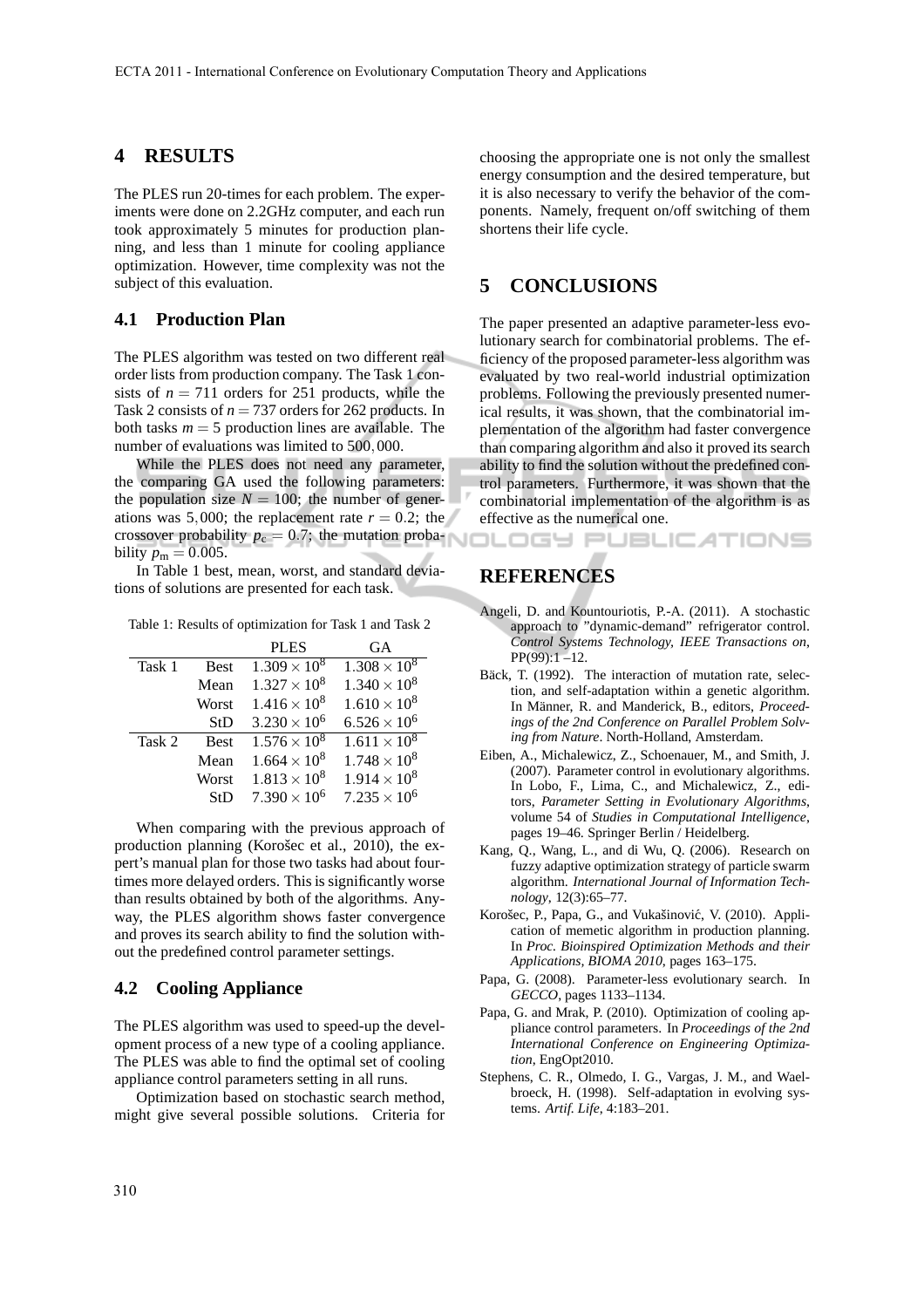# 4 RESULTS

The PLES run 20-times for each problem. The experiments were done on 2.2GHz computer, and each run took approximately 5 minutes for production planning, and less than 1 minute for cooling appliance optimization. However, time complexity was not the subject of this evaluation.

## 4.1 Production Plan

The PLES algorithm was tested on two different real order lists from production company. The Task 1 consists of $n = 711$ orders for 251 products, while the Task 2 consists of $n = 737$ orders for 262 products. In both tasks $m = 5$ production lines are available. The number of evaluations was limited to $500,000$.

While the PLES does not need any parameter, the comparing GA used the following parameters: the population size $N = 100$; the number of generations was $5,000$; the replacement rate $r = 0.2$; the crossover probability $p_c = 0.7$; the mutation probability $p_m = 0.005$.

In Table 1 best, mean, worst, and standard deviations of solutions are presented for each task.

Table 1: Results of optimization for Task 1 and Task 2

| | | PLES | GA |
|---|---|---|---|
| Task 1 | Best | $1.309 \times 10^8$ | $1.308 \times 10^8$ |
| | Mean | $1.327 \times 10^8$ | $1.340 \times 10^8$ |
| | Worst | $1.416 \times 10^8$ | $1.610 \times 10^8$ |
| | StD | $3.230 \times 10^6$ | $6.526 \times 10^6$ |
| Task 2 | Best | $1.576 \times 10^8$ | $1.611 \times 10^8$ |
| | Mean | $1.664 \times 10^8$ | $1.748 \times 10^8$ |
| | Worst | $1.813 \times 10^8$ | $1.914 \times 10^8$ |
| | StD | $7.390 \times 10^6$ | $7.235 \times 10^6$ |

When comparing with the previous approach of production planning (Korošec et al., 2010), the expert's manual plan for those two tasks had about fourtimes more delayed orders. This is significantly worse than results obtained by both of the algorithms. Anyway, the PLES algorithm shows faster convergence and proves its search ability to find the solution without the predefined control parameter settings.

## 4.2 Cooling Appliance

The PLES algorithm was used to speed-up the development process of a new type of a cooling appliance. The PLES was able to find the optimal set of cooling appliance control parameters setting in all runs.

Optimization based on stochastic search method, might give several possible solutions. Criteria for choosing the appropriate one is not only the smallest energy consumption and the desired temperature, but it is also necessary to verify the behavior of the components. Namely, frequent on/off switching of them shortens their life cycle.

# 5 CONCLUSIONS

The paper presented an adaptive parameter-less evolutionary search for combinatorial problems. The efficiency of the proposed parameter-less algorithm was evaluated by two real-world industrial optimization problems. Following the previously presented numerical results, it was shown, that the combinatorial implementation of the algorithm had faster convergence than comparing algorithm and also it proved its search ability to find the solution without the predefined control parameters. Furthermore, it was shown that the combinatorial implementation of the algorithm is as effective as the numerical one.

# REFERENCES

Angeli, D. and Kountouriotis, P.-A. (2011). A stochastic approach to "dynamic-demand" refrigerator control. *Control Systems Technology, IEEE Transactions on*, PP(99):1 –12.

Bäck, T. (1992). The interaction of mutation rate, selection, and self-adaptation within a genetic algorithm. In Männer, R. and Manderick, B., editors, *Proceedings of the 2nd Conference on Parallel Problem Solving from Nature*. North-Holland, Amsterdam.

Eiben, A., Michalewicz, Z., Schoenauer, M., and Smith, J. (2007). Parameter control in evolutionary algorithms. In Lobo, F., Lima, C., and Michalewicz, Z., editors, *Parameter Setting in Evolutionary Algorithms*, volume 54 of *Studies in Computational Intelligence*, pages 19–46. Springer Berlin / Heidelberg.

Kang, Q., Wang, L., and di Wu, Q. (2006). Research on fuzzy adaptive optimization strategy of particle swarm algorithm. *International Journal of Information Technology*, 12(3):65–77.

Korošec, P., Papa, G., and Vukašinović, V. (2010). Application of memetic algorithm in production planning. In *Proc. Bioinspired Optimization Methods and their Applications, BIOMA 2010*, pages 163–175.

Papa, G. (2008). Parameter-less evolutionary search. In *GECCO*, pages 1133–1134.

Papa, G. and Mrak, P. (2010). Optimization of cooling appliance control parameters. In *Proceedings of the 2nd International Conference on Engineering Optimization*, EngOpt2010.

Stephens, C. R., Olmedo, I. G., Vargas, J. M., and Waelbroeck, H. (1998). Self-adaptation in evolving systems. *Artif. Life*, 4:183–201.